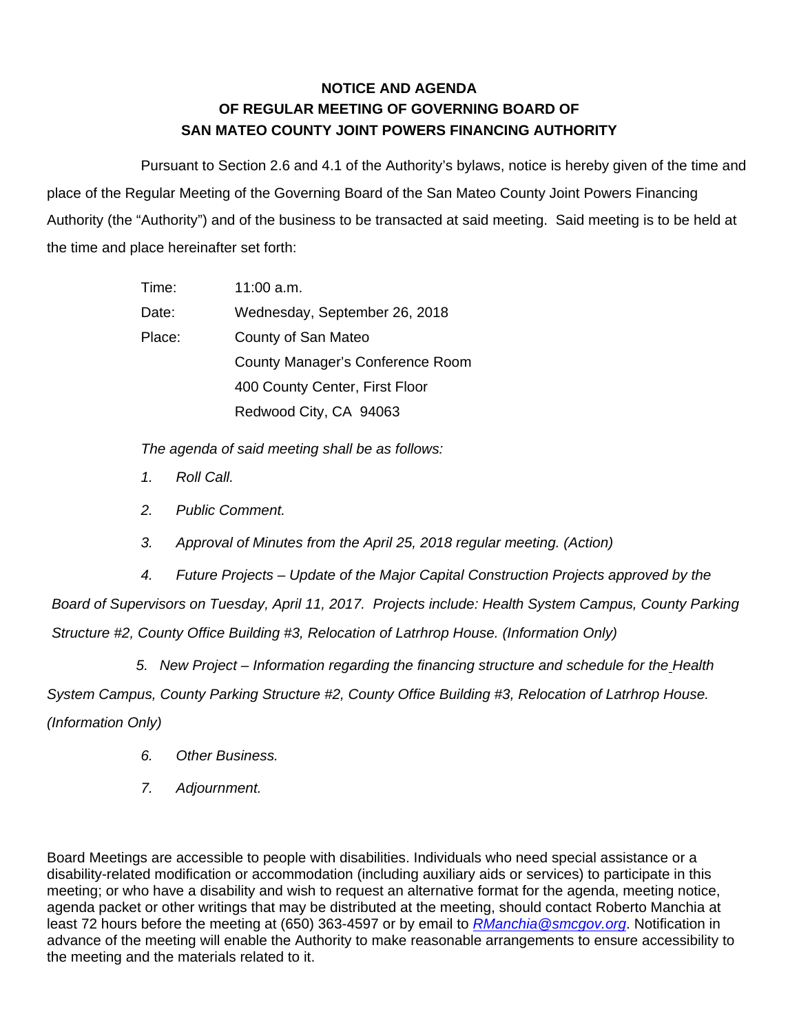# NOTICE AND AGENDA
# OF REGULAR MEETING OF GOVERNING BOARD OF
# SAN MATEO COUNTY JOINT POWERS FINANCING AUTHORITY

Pursuant to Section 2.6 and 4.1 of the Authority's bylaws, notice is hereby given of the time and place of the Regular Meeting of the Governing Board of the San Mateo County Joint Powers Financing Authority (the "Authority") and of the business to be transacted at said meeting. Said meeting is to be held at the time and place hereinafter set forth:

Time: 11:00 a.m.

Date: Wednesday, September 26, 2018

Place: County of San Mateo
County Manager's Conference Room
400 County Center, First Floor
Redwood City, CA 94063

*The agenda of said meeting shall be as follows:*

1. *Roll Call.*

2. *Public Comment.*

3. *Approval of Minutes from the April 25, 2018 regular meeting. (Action)*

4. *Future Projects – Update of the Major Capital Construction Projects approved by the Board of Supervisors on Tuesday, April 11, 2017. Projects include: Health System Campus, County Parking Structure #2, County Office Building #3, Relocation of Latrhrop House. (Information Only)*

5. *New Project – Information regarding the financing structure and schedule for the Health System Campus, County Parking Structure #2, County Office Building #3, Relocation of Latrhrop House. (Information Only)*

6. *Other Business.*

7. *Adjournment.*

Board Meetings are accessible to people with disabilities. Individuals who need special assistance or a disability-related modification or accommodation (including auxiliary aids or services) to participate in this meeting; or who have a disability and wish to request an alternative format for the agenda, meeting notice, agenda packet or other writings that may be distributed at the meeting, should contact Roberto Manchia at least 72 hours before the meeting at (650) 363-4597 or by email to *RManchia@smcgov.org*. Notification in advance of the meeting will enable the Authority to make reasonable arrangements to ensure accessibility to the meeting and the materials related to it.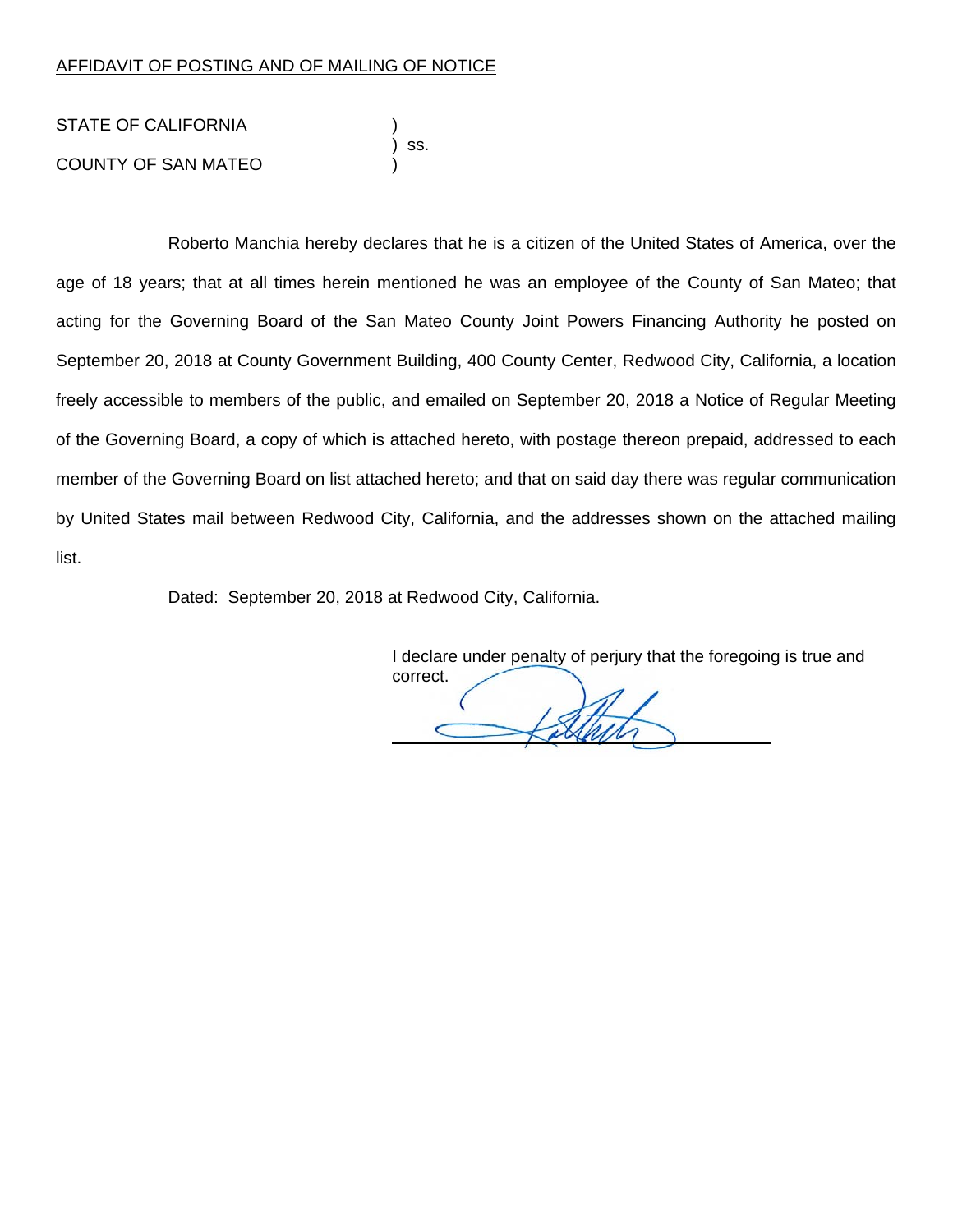AFFIDAVIT OF POSTING AND OF MAILING OF NOTICE

STATE OF CALIFORNIA )
) ss.
COUNTY OF SAN MATEO )

Roberto Manchia hereby declares that he is a citizen of the United States of America, over the age of 18 years; that at all times herein mentioned he was an employee of the County of San Mateo; that acting for the Governing Board of the San Mateo County Joint Powers Financing Authority he posted on September 20, 2018 at County Government Building, 400 County Center, Redwood City, California, a location freely accessible to members of the public, and emailed on September 20, 2018 a Notice of Regular Meeting of the Governing Board, a copy of which is attached hereto, with postage thereon prepaid, addressed to each member of the Governing Board on list attached hereto; and that on said day there was regular communication by United States mail between Redwood City, California, and the addresses shown on the attached mailing list.

Dated: September 20, 2018 at Redwood City, California.

I declare under penalty of perjury that the foregoing is true and correct.

\_\_\_\_\_\_\_\_\_\_\_\_\_\_\_\_\_\_\_\_\_\_\_\_\_\_\_\_\_\_\_\_\_\_\_\_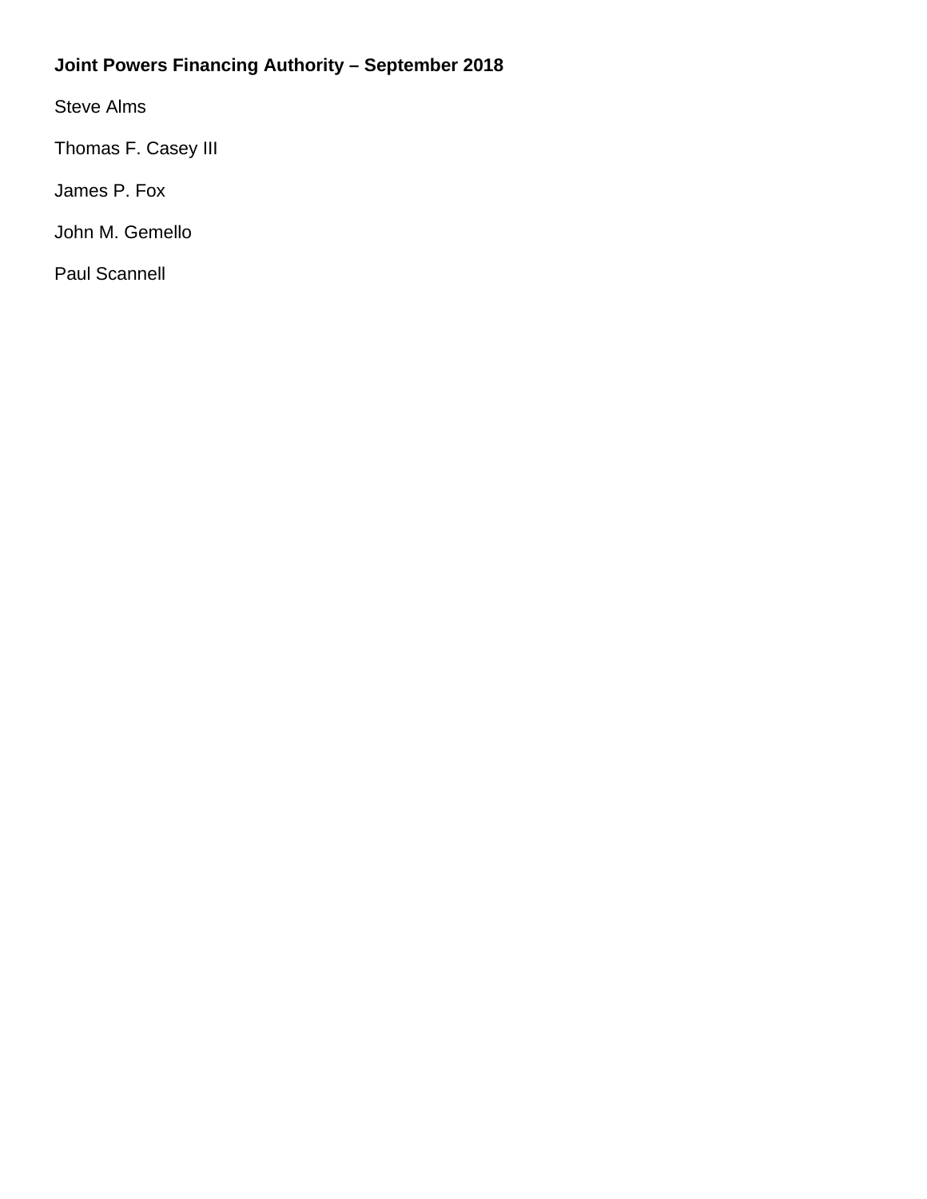**Joint Powers Financing Authority – September 2018**

Steve Alms

Thomas F. Casey III

James P. Fox

John M. Gemello

Paul Scannell